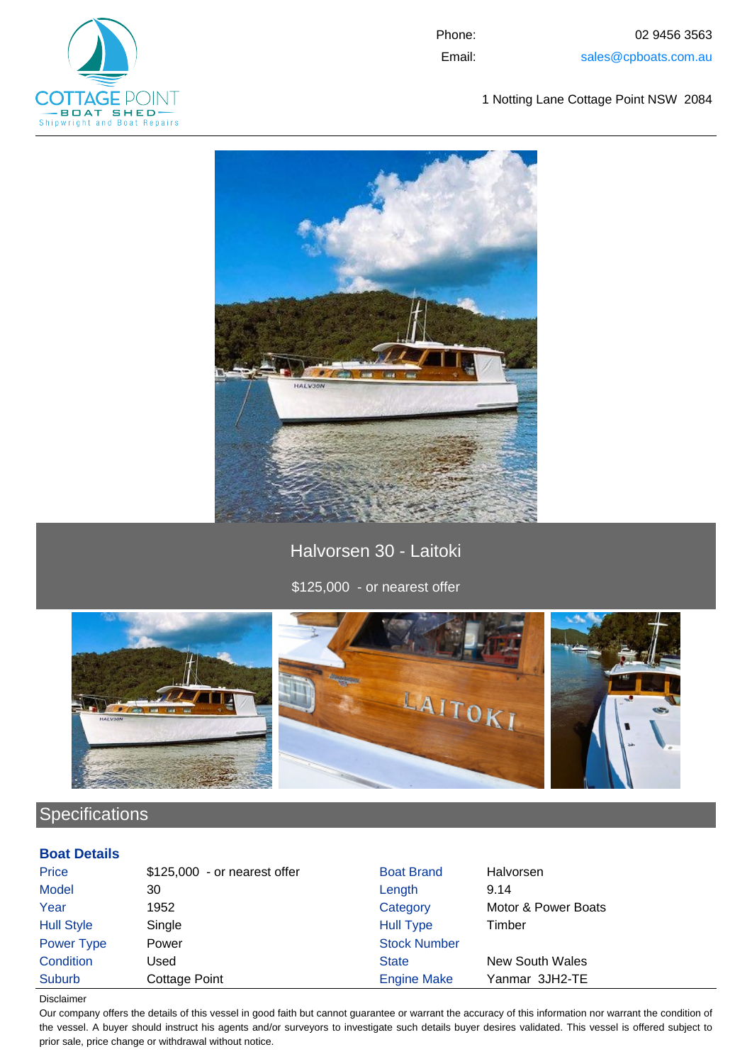COTTAGE POINT BOAT SHED
Shipwright and Boat Repairs

Phone: 02 9456 3563
Email: sales@cpboats.com.au

1 Notting Lane Cottage Point NSW 2084

# Halvorsen 30 - Laitoki

$125,000 - or nearest offer

## Specifications

### Boat Details

| | | | |
|---|---|---|---|
| Price | $125,000 - or nearest offer | Boat Brand | Halvorsen |
| Model | 30 | Length | 9.14 |
| Year | 1952 | Category | Motor & Power Boats |
| Hull Style | Single | Hull Type | Timber |
| Power Type | Power | Stock Number | |
| Condition | Used | State | New South Wales |
| Suburb | Cottage Point | Engine Make | Yanmar 3JH2-TE |

Disclaimer

Our company offers the details of this vessel in good faith but cannot guarantee or warrant the accuracy of this information nor warrant the condition of the vessel. A buyer should instruct his agents and/or surveyors to investigate such details buyer desires validated. This vessel is offered subject to prior sale, price change or withdrawal without notice.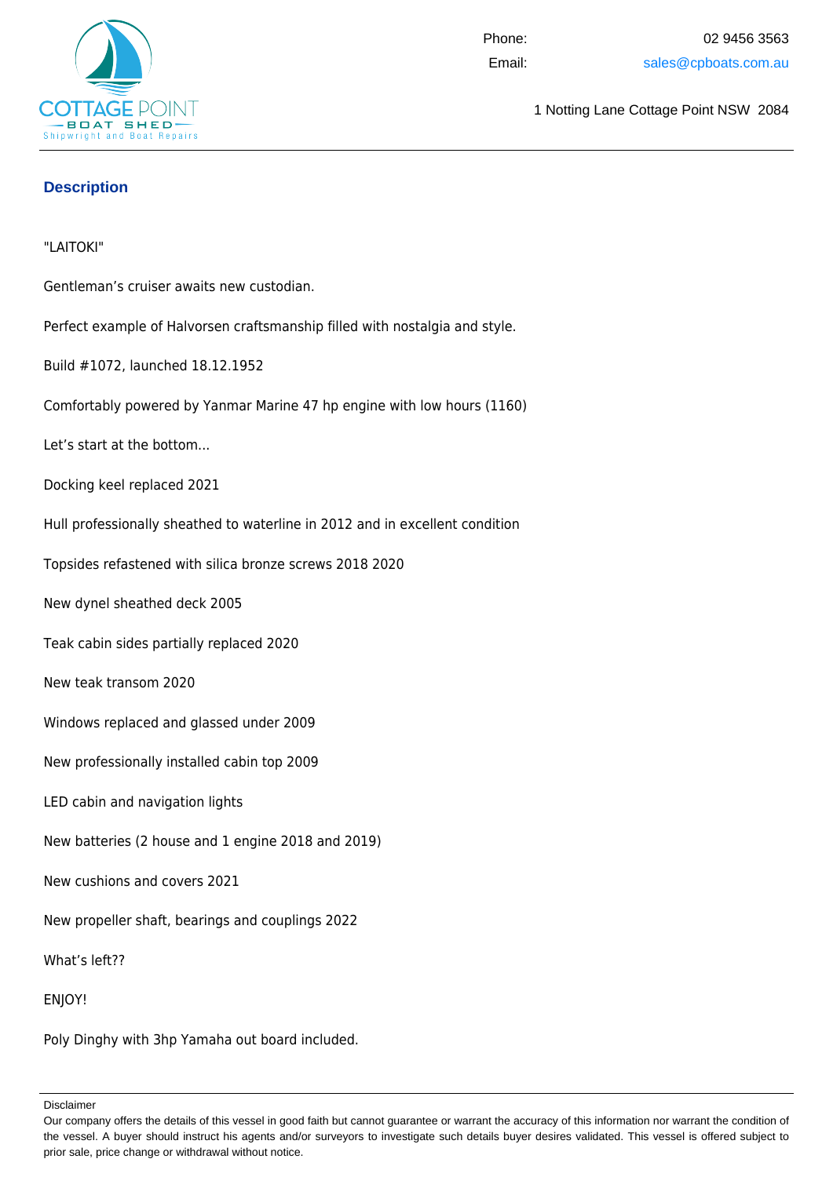Phone: 02 9456 3563

Email: sales@cpboats.com.au

1 Notting Lane Cottage Point NSW 2084

## Description

"LAITOKI"

Gentleman's cruiser awaits new custodian.

Perfect example of Halvorsen craftsmanship filled with nostalgia and style.

Build #1072, launched 18.12.1952

Comfortably powered by Yanmar Marine 47 hp engine with low hours (1160)

Let's start at the bottom...

Docking keel replaced 2021

Hull professionally sheathed to waterline in 2012 and in excellent condition

Topsides refastened with silica bronze screws 2018 2020

New dynel sheathed deck 2005

Teak cabin sides partially replaced 2020

New teak transom 2020

Windows replaced and glassed under 2009

New professionally installed cabin top 2009

LED cabin and navigation lights

New batteries (2 house and 1 engine 2018 and 2019)

New cushions and covers 2021

New propeller shaft, bearings and couplings 2022

What's left??

ENJOY!

Poly Dinghy with 3hp Yamaha out board included.

Disclaimer

Our company offers the details of this vessel in good faith but cannot guarantee or warrant the accuracy of this information nor warrant the condition of the vessel. A buyer should instruct his agents and/or surveyors to investigate such details buyer desires validated. This vessel is offered subject to prior sale, price change or withdrawal without notice.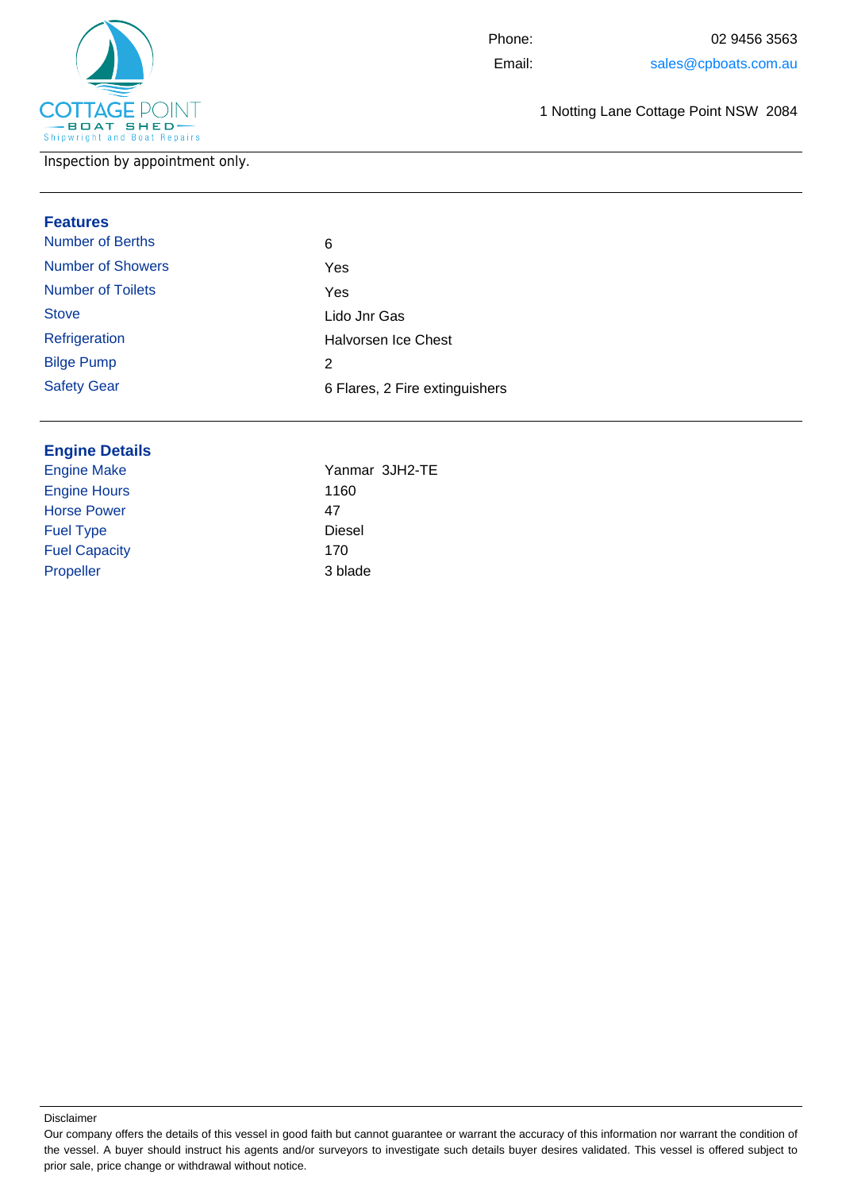Phone: 02 9456 3563
Email: sales@cpboats.com.au

1 Notting Lane Cottage Point NSW 2084

Inspection by appointment only.

### Features

| | |
|---|---|
| Number of Berths | 6 |
| Number of Showers | Yes |
| Number of Toilets | Yes |
| Stove | Lido Jnr Gas |
| Refrigeration | Halvorsen Ice Chest |
| Bilge Pump | 2 |
| Safety Gear | 6 Flares, 2 Fire extinguishers |

### Engine Details

| | |
|---|---|
| Engine Make | Yanmar 3JH2-TE |
| Engine Hours | 1160 |
| Horse Power | 47 |
| Fuel Type | Diesel |
| Fuel Capacity | 170 |
| Propeller | 3 blade |

Disclaimer

Our company offers the details of this vessel in good faith but cannot guarantee or warrant the accuracy of this information nor warrant the condition of the vessel. A buyer should instruct his agents and/or surveyors to investigate such details buyer desires validated. This vessel is offered subject to prior sale, price change or withdrawal without notice.